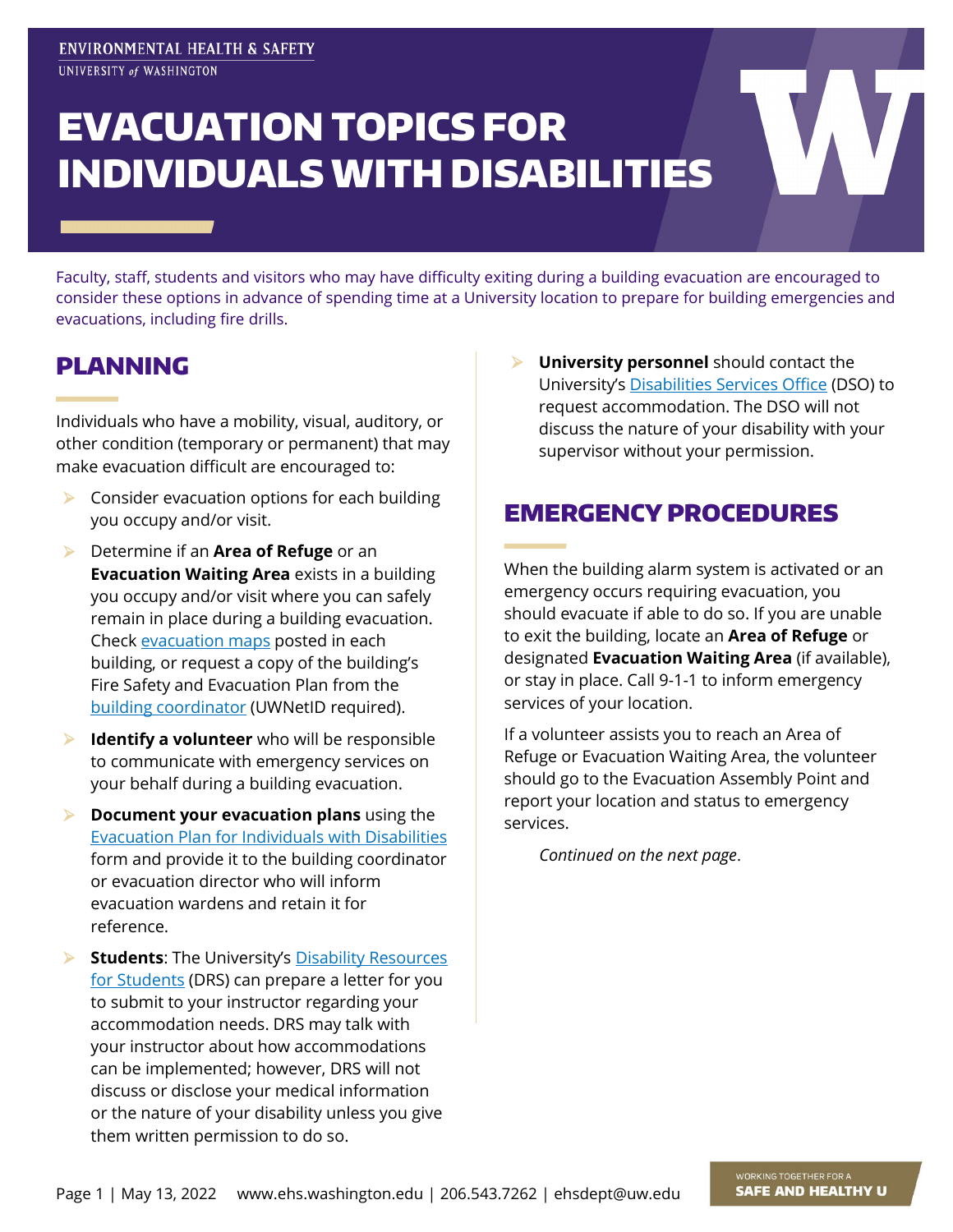ENVIRONMENTAL HEALTH & SAFETY
UNIVERSITY of WASHINGTON

# EVACUATION TOPICS FOR INDIVIDUALS WITH DISABILITIES

Faculty, staff, students and visitors who may have difficulty exiting during a building evacuation are encouraged to consider these options in advance of spending time at a University location to prepare for building emergencies and evacuations, including fire drills.

## PLANNING

Individuals who have a mobility, visual, auditory, or other condition (temporary or permanent) that may make evacuation difficult are encouraged to:

- Consider evacuation options for each building you occupy and/or visit.
- Determine if an **Area of Refuge** or an **Evacuation Waiting Area** exists in a building you occupy and/or visit where you can safely remain in place during a building evacuation. Check evacuation maps posted in each building, or request a copy of the building's Fire Safety and Evacuation Plan from the building coordinator (UWNetID required).
- **Identify a volunteer** who will be responsible to communicate with emergency services on your behalf during a building evacuation.
- **Document your evacuation plans** using the Evacuation Plan for Individuals with Disabilities form and provide it to the building coordinator or evacuation director who will inform evacuation wardens and retain it for reference.
- **Students**: The University's Disability Resources for Students (DRS) can prepare a letter for you to submit to your instructor regarding your accommodation needs. DRS may talk with your instructor about how accommodations can be implemented; however, DRS will not discuss or disclose your medical information or the nature of your disability unless you give them written permission to do so.
- **University personnel** should contact the University's Disabilities Services Office (DSO) to request accommodation. The DSO will not discuss the nature of your disability with your supervisor without your permission.

## EMERGENCY PROCEDURES

When the building alarm system is activated or an emergency occurs requiring evacuation, you should evacuate if able to do so. If you are unable to exit the building, locate an **Area of Refuge** or designated **Evacuation Waiting Area** (if available), or stay in place. Call 9-1-1 to inform emergency services of your location.

If a volunteer assists you to reach an Area of Refuge or Evacuation Waiting Area, the volunteer should go to the Evacuation Assembly Point and report your location and status to emergency services.

*Continued on the next page*.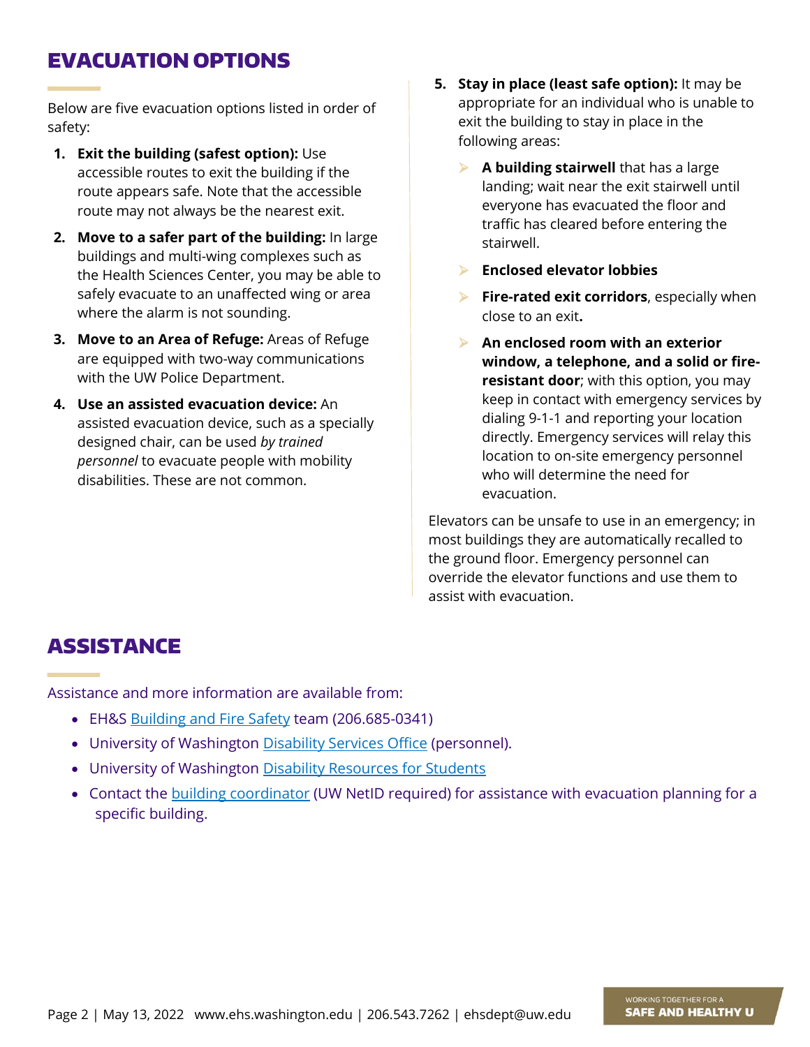## EVACUATION OPTIONS

Below are five evacuation options listed in order of safety:

1. **Exit the building (safest option):** Use accessible routes to exit the building if the route appears safe. Note that the accessible route may not always be the nearest exit.
2. **Move to a safer part of the building:** In large buildings and multi-wing complexes such as the Health Sciences Center, you may be able to safely evacuate to an unaffected wing or area where the alarm is not sounding.
3. **Move to an Area of Refuge:** Areas of Refuge are equipped with two-way communications with the UW Police Department.
4. **Use an assisted evacuation device:** An assisted evacuation device, such as a specially designed chair, can be used *by trained personnel* to evacuate people with mobility disabilities. These are not common.
5. **Stay in place (least safe option):** It may be appropriate for an individual who is unable to exit the building to stay in place in the following areas:
   - **A building stairwell** that has a large landing; wait near the exit stairwell until everyone has evacuated the floor and traffic has cleared before entering the stairwell.
   - **Enclosed elevator lobbies**
   - **Fire-rated exit corridors**, especially when close to an exit**.**
   - **An enclosed room with an exterior window, a telephone, and a solid or fire-resistant door**; with this option, you may keep in contact with emergency services by dialing 9-1-1 and reporting your location directly. Emergency services will relay this location to on-site emergency personnel who will determine the need for evacuation.

Elevators can be unsafe to use in an emergency; in most buildings they are automatically recalled to the ground floor. Emergency personnel can override the elevator functions and use them to assist with evacuation.

## ASSISTANCE

Assistance and more information are available from:

- EH&S Building and Fire Safety team (206.685-0341)
- University of Washington Disability Services Office (personnel).
- University of Washington Disability Resources for Students
- Contact the building coordinator (UW NetID required) for assistance with evacuation planning for a specific building.